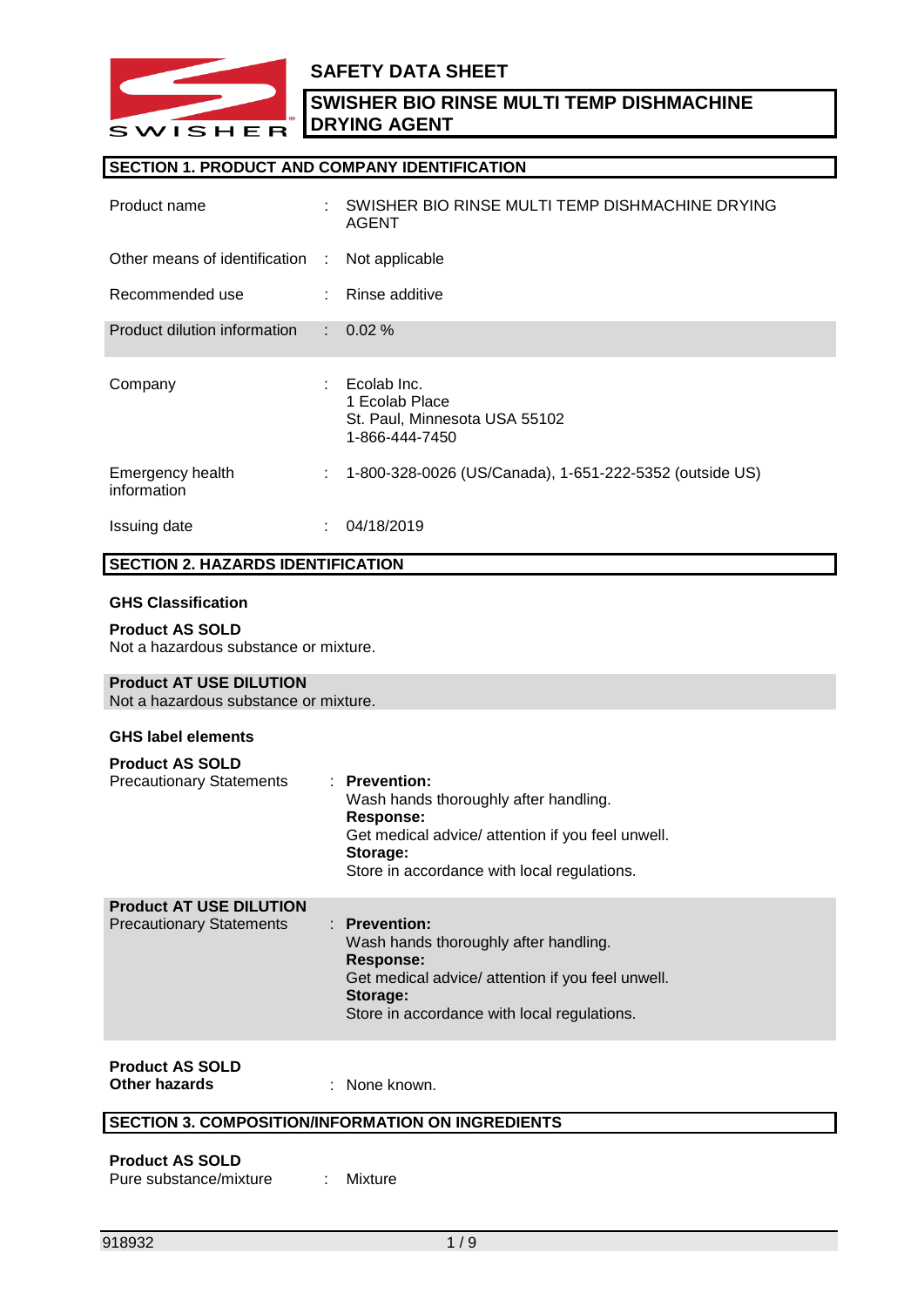# SAFETY DATA SHEET

## SWISHER BIO RINSE MULTI TEMP DISHMACHINE DRYING AGENT

## SECTION 1. PRODUCT AND COMPANY IDENTIFICATION

| | | |
|---|---|---|
| Product name | : | SWISHER BIO RINSE MULTI TEMP DISHMACHINE DRYING AGENT |
| Other means of identification | : | Not applicable |
| Recommended use | : | Rinse additive |
| Product dilution information | : | 0.02 % |
| Company | : | Ecolab Inc.<br>1 Ecolab Place<br>St. Paul, Minnesota USA 55102<br>1-866-444-7450 |
| Emergency health information | : | 1-800-328-0026 (US/Canada), 1-651-222-5352 (outside US) |
| Issuing date | : | 04/18/2019 |

## SECTION 2. HAZARDS IDENTIFICATION

**GHS Classification**

**Product AS SOLD**
Not a hazardous substance or mixture.

**Product AT USE DILUTION**
Not a hazardous substance or mixture.

**GHS label elements**

**Product AS SOLD**

Precautionary Statements :

**Prevention:**
Wash hands thoroughly after handling.
**Response:**
Get medical advice/ attention if you feel unwell.
**Storage:**
Store in accordance with local regulations.

**Product AT USE DILUTION**

Precautionary Statements :

**Prevention:**
Wash hands thoroughly after handling.
**Response:**
Get medical advice/ attention if you feel unwell.
**Storage:**
Store in accordance with local regulations.

**Product AS SOLD**
**Other hazards** : None known.

## SECTION 3. COMPOSITION/INFORMATION ON INGREDIENTS

**Product AS SOLD**
Pure substance/mixture : Mixture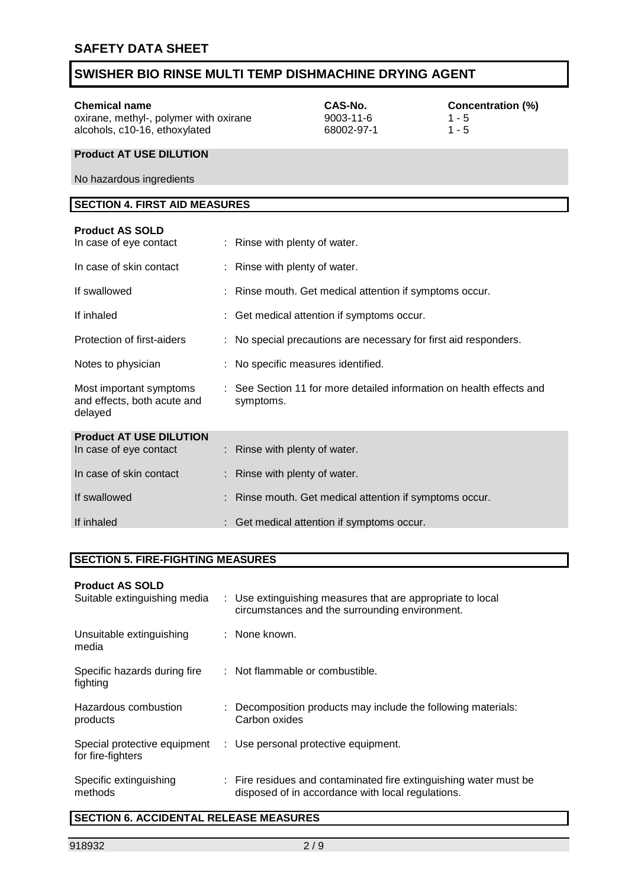| Chemical name | CAS-No. | Concentration (%) |
|---|---|---|
| oxirane, methyl-, polymer with oxirane | 9003-11-6 | 1 - 5 |
| alcohols, c10-16, ethoxylated | 68002-97-1 | 1 - 5 |

**Product AT USE DILUTION**

No hazardous ingredients

## SECTION 4. FIRST AID MEASURES

**Product AS SOLD**

| | |
|---|---|
| In case of eye contact | : Rinse with plenty of water. |
| In case of skin contact | : Rinse with plenty of water. |
| If swallowed | : Rinse mouth. Get medical attention if symptoms occur. |
| If inhaled | : Get medical attention if symptoms occur. |
| Protection of first-aiders | : No special precautions are necessary for first aid responders. |
| Notes to physician | : No specific measures identified. |
| Most important symptoms and effects, both acute and delayed | : See Section 11 for more detailed information on health effects and symptoms. |

**Product AT USE DILUTION**

| | |
|---|---|
| In case of eye contact | : Rinse with plenty of water. |
| In case of skin contact | : Rinse with plenty of water. |
| If swallowed | : Rinse mouth. Get medical attention if symptoms occur. |
| If inhaled | : Get medical attention if symptoms occur. |

## SECTION 5. FIRE-FIGHTING MEASURES

**Product AS SOLD**

| | |
|---|---|
| Suitable extinguishing media | : Use extinguishing measures that are appropriate to local circumstances and the surrounding environment. |
| Unsuitable extinguishing media | : None known. |
| Specific hazards during fire fighting | : Not flammable or combustible. |
| Hazardous combustion products | : Decomposition products may include the following materials: Carbon oxides |
| Special protective equipment for fire-fighters | : Use personal protective equipment. |
| Specific extinguishing methods | : Fire residues and contaminated fire extinguishing water must be disposed of in accordance with local regulations. |

## SECTION 6. ACCIDENTAL RELEASE MEASURES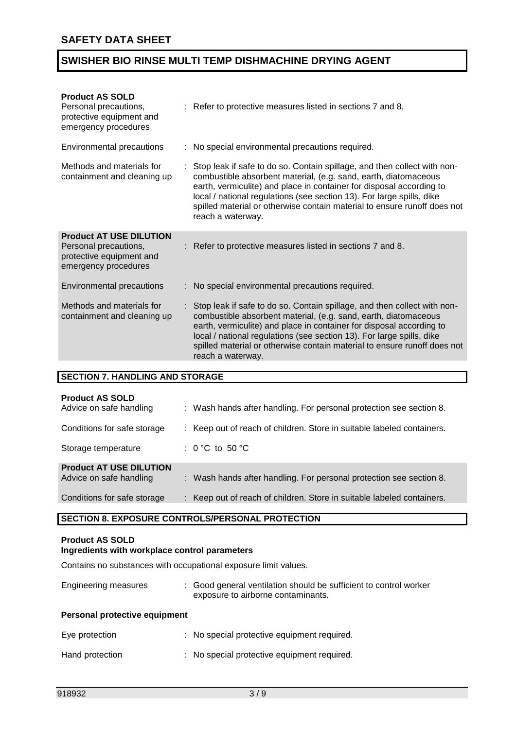**Product AS SOLD**

| | |
|---|---|
| Personal precautions, protective equipment and emergency procedures | : Refer to protective measures listed in sections 7 and 8. |
| Environmental precautions | : No special environmental precautions required. |
| Methods and materials for containment and cleaning up | : Stop leak if safe to do so. Contain spillage, and then collect with non-combustible absorbent material, (e.g. sand, earth, diatomaceous earth, vermiculite) and place in container for disposal according to local / national regulations (see section 13). For large spills, dike spilled material or otherwise contain material to ensure runoff does not reach a waterway. |

**Product AT USE DILUTION**

| | |
|---|---|
| Personal precautions, protective equipment and emergency procedures | : Refer to protective measures listed in sections 7 and 8. |
| Environmental precautions | : No special environmental precautions required. |
| Methods and materials for containment and cleaning up | : Stop leak if safe to do so. Contain spillage, and then collect with non-combustible absorbent material, (e.g. sand, earth, diatomaceous earth, vermiculite) and place in container for disposal according to local / national regulations (see section 13). For large spills, dike spilled material or otherwise contain material to ensure runoff does not reach a waterway. |

## SECTION 7. HANDLING AND STORAGE

**Product AS SOLD**

| | |
|---|---|
| Advice on safe handling | : Wash hands after handling. For personal protection see section 8. |
| Conditions for safe storage | : Keep out of reach of children. Store in suitable labeled containers. |
| Storage temperature | : 0 °C to 50 °C |

**Product AT USE DILUTION**

| | |
|---|---|
| Advice on safe handling | : Wash hands after handling. For personal protection see section 8. |
| Conditions for safe storage | : Keep out of reach of children. Store in suitable labeled containers. |

## SECTION 8. EXPOSURE CONTROLS/PERSONAL PROTECTION

**Product AS SOLD**
**Ingredients with workplace control parameters**

Contains no substances with occupational exposure limit values.

| | |
|---|---|
| Engineering measures | : Good general ventilation should be sufficient to control worker exposure to airborne contaminants. |

**Personal protective equipment**

| | |
|---|---|
| Eye protection | : No special protective equipment required. |
| Hand protection | : No special protective equipment required. |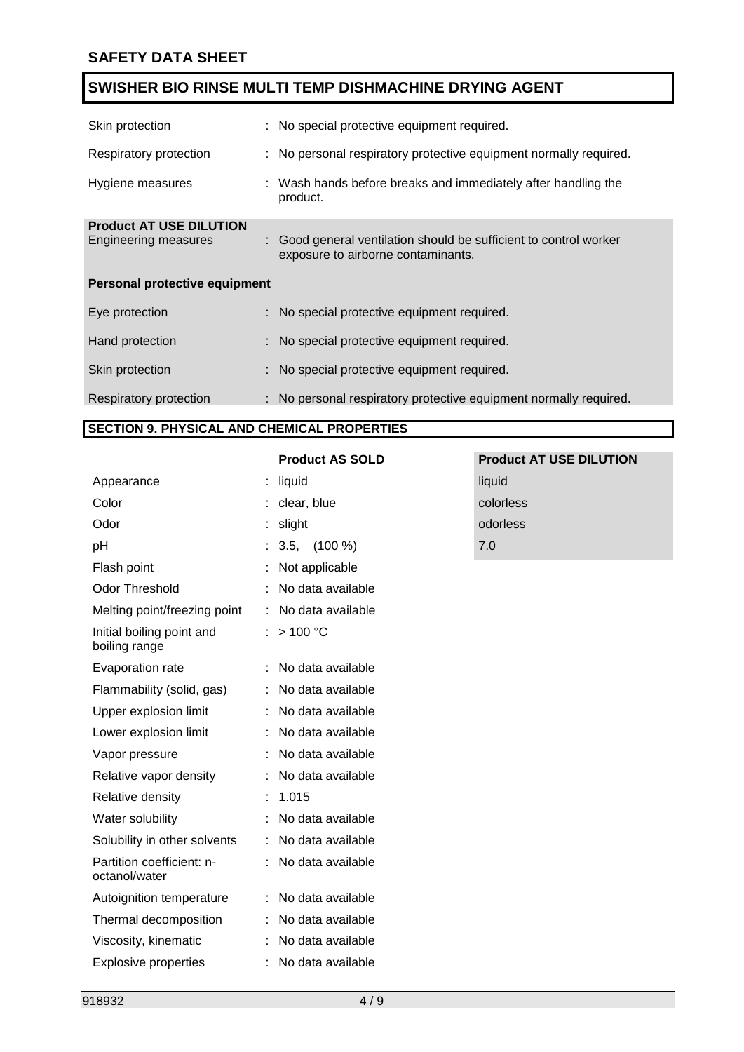| | | |
|---|---|---|
| Skin protection | : | No special protective equipment required. |
| Respiratory protection | : | No personal respiratory protective equipment normally required. |
| Hygiene measures | : | Wash hands before breaks and immediately after handling the product. |

**Product AT USE DILUTION**

| | | |
|---|---|---|
| Engineering measures | : | Good general ventilation should be sufficient to control worker exposure to airborne contaminants. |

**Personal protective equipment**

| | | |
|---|---|---|
| Eye protection | : | No special protective equipment required. |
| Hand protection | : | No special protective equipment required. |
| Skin protection | : | No special protective equipment required. |
| Respiratory protection | : | No personal respiratory protective equipment normally required. |

## SECTION 9. PHYSICAL AND CHEMICAL PROPERTIES

| | | Product AS SOLD | Product AT USE DILUTION |
|---|---|---|---|
| Appearance | : | liquid | liquid |
| Color | : | clear, blue | colorless |
| Odor | : | slight | odorless |
| pH | : | 3.5, (100 %) | 7.0 |
| Flash point | : | Not applicable | |
| Odor Threshold | : | No data available | |
| Melting point/freezing point | : | No data available | |
| Initial boiling point and boiling range | : | > 100 °C | |
| Evaporation rate | : | No data available | |
| Flammability (solid, gas) | : | No data available | |
| Upper explosion limit | : | No data available | |
| Lower explosion limit | : | No data available | |
| Vapor pressure | : | No data available | |
| Relative vapor density | : | No data available | |
| Relative density | : | 1.015 | |
| Water solubility | : | No data available | |
| Solubility in other solvents | : | No data available | |
| Partition coefficient: n-octanol/water | : | No data available | |
| Autoignition temperature | : | No data available | |
| Thermal decomposition | : | No data available | |
| Viscosity, kinematic | : | No data available | |
| Explosive properties | : | No data available | |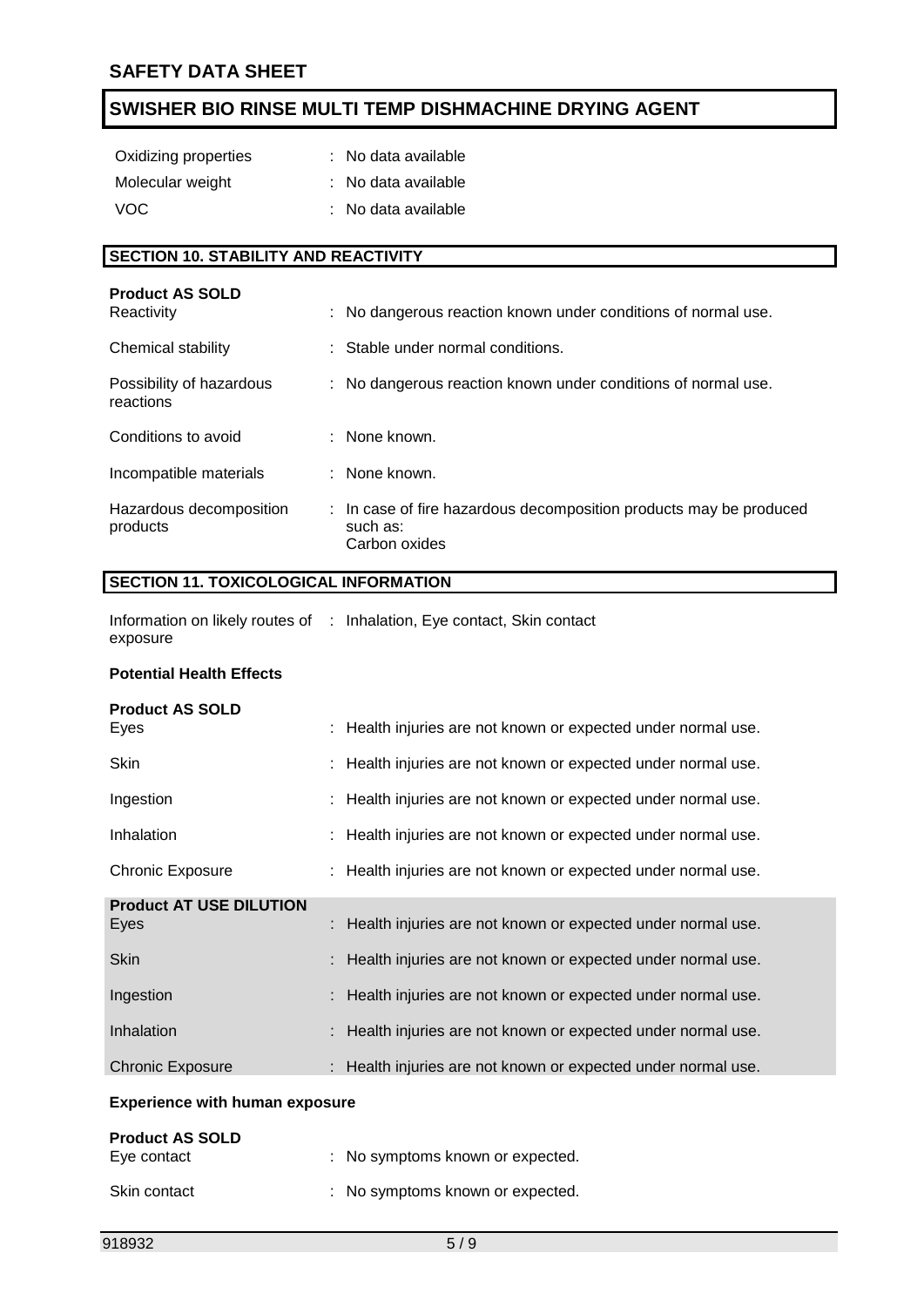Oxidizing properties : No data available

Molecular weight : No data available

VOC : No data available

## SECTION 10. STABILITY AND REACTIVITY

**Product AS SOLD**

| | |
|---|---|
| Reactivity | : No dangerous reaction known under conditions of normal use. |
| Chemical stability | : Stable under normal conditions. |
| Possibility of hazardous reactions | : No dangerous reaction known under conditions of normal use. |
| Conditions to avoid | : None known. |
| Incompatible materials | : None known. |
| Hazardous decomposition products | : In case of fire hazardous decomposition products may be produced such as: Carbon oxides |

## SECTION 11. TOXICOLOGICAL INFORMATION

Information on likely routes of exposure : Inhalation, Eye contact, Skin contact

**Potential Health Effects**

**Product AS SOLD**

| | |
|---|---|
| Eyes | : Health injuries are not known or expected under normal use. |
| Skin | : Health injuries are not known or expected under normal use. |
| Ingestion | : Health injuries are not known or expected under normal use. |
| Inhalation | : Health injuries are not known or expected under normal use. |
| Chronic Exposure | : Health injuries are not known or expected under normal use. |

**Product AT USE DILUTION**

| | |
|---|---|
| Eyes | : Health injuries are not known or expected under normal use. |
| Skin | : Health injuries are not known or expected under normal use. |
| Ingestion | : Health injuries are not known or expected under normal use. |
| Inhalation | : Health injuries are not known or expected under normal use. |
| Chronic Exposure | : Health injuries are not known or expected under normal use. |

**Experience with human exposure**

**Product AS SOLD**

| | |
|---|---|
| Eye contact | : No symptoms known or expected. |
| Skin contact | : No symptoms known or expected. |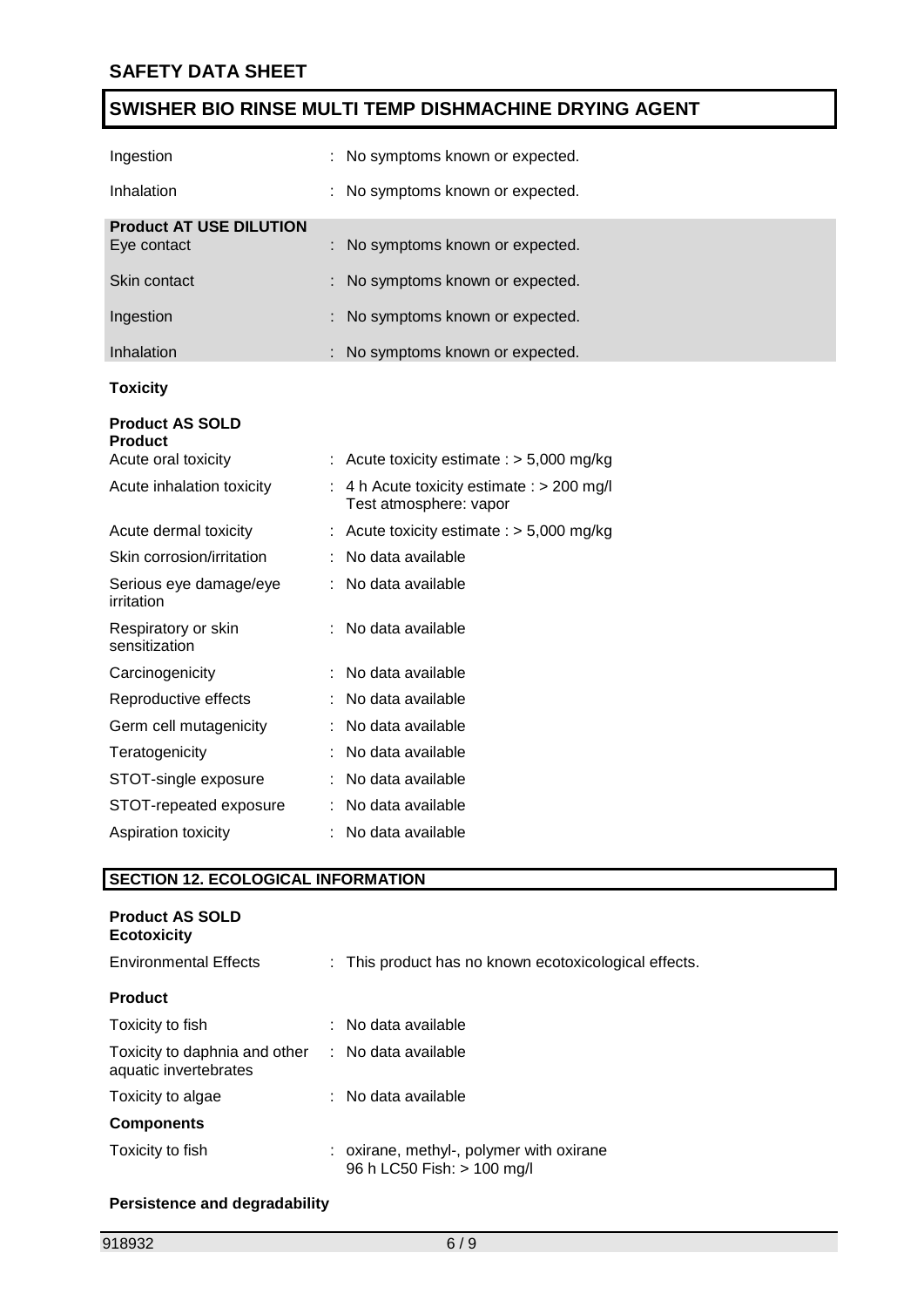| | |
|---|---|
| Ingestion | : No symptoms known or expected. |
| Inhalation | : No symptoms known or expected. |

**Product AT USE DILUTION**

| | |
|---|---|
| Eye contact | : No symptoms known or expected. |
| Skin contact | : No symptoms known or expected. |
| Ingestion | : No symptoms known or expected. |
| Inhalation | : No symptoms known or expected. |

**Toxicity**

**Product AS SOLD**
**Product**

| | |
|---|---|
| Acute oral toxicity | : Acute toxicity estimate : > 5,000 mg/kg |
| Acute inhalation toxicity | : 4 h Acute toxicity estimate : > 200 mg/l<br>Test atmosphere: vapor |
| Acute dermal toxicity | : Acute toxicity estimate : > 5,000 mg/kg |
| Skin corrosion/irritation | : No data available |
| Serious eye damage/eye irritation | : No data available |
| Respiratory or skin sensitization | : No data available |
| Carcinogenicity | : No data available |
| Reproductive effects | : No data available |
| Germ cell mutagenicity | : No data available |
| Teratogenicity | : No data available |
| STOT-single exposure | : No data available |
| STOT-repeated exposure | : No data available |
| Aspiration toxicity | : No data available |

## SECTION 12. ECOLOGICAL INFORMATION

**Product AS SOLD**
**Ecotoxicity**

| | |
|---|---|
| Environmental Effects | : This product has no known ecotoxicological effects. |

**Product**

| | |
|---|---|
| Toxicity to fish | : No data available |
| Toxicity to daphnia and other aquatic invertebrates | : No data available |
| Toxicity to algae | : No data available |

**Components**

| | |
|---|---|
| Toxicity to fish | : oxirane, methyl-, polymer with oxirane<br>96 h LC50 Fish: > 100 mg/l |

**Persistence and degradability**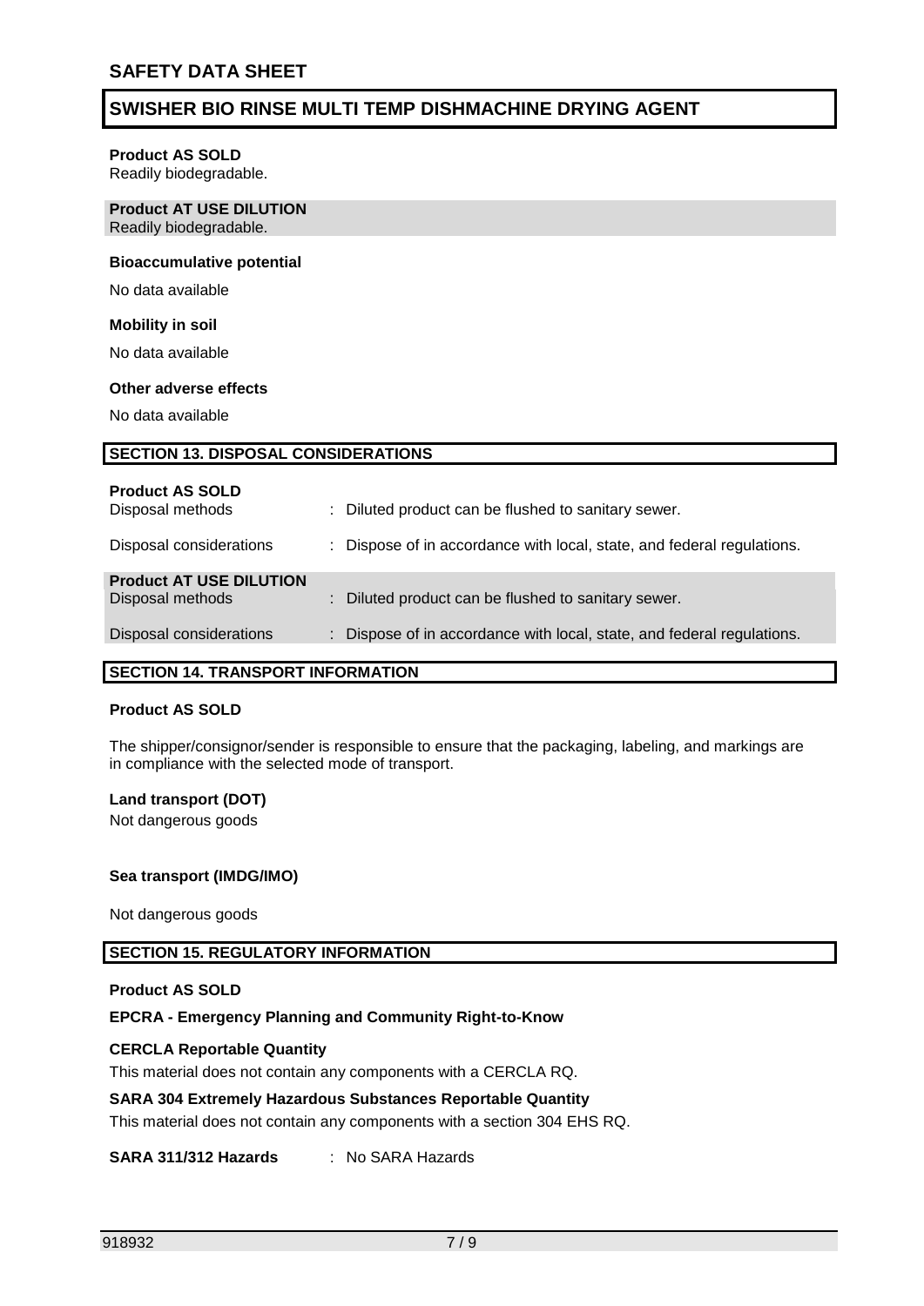**Product AS SOLD**
Readily biodegradable.

**Product AT USE DILUTION**
Readily biodegradable.

**Bioaccumulative potential**

No data available

**Mobility in soil**

No data available

**Other adverse effects**

No data available

## SECTION 13. DISPOSAL CONSIDERATIONS

**Product AS SOLD**

| | |
|---|---|
| Disposal methods | : Diluted product can be flushed to sanitary sewer. |
| Disposal considerations | : Dispose of in accordance with local, state, and federal regulations. |

**Product AT USE DILUTION**

| | |
|---|---|
| Disposal methods | : Diluted product can be flushed to sanitary sewer. |
| Disposal considerations | : Dispose of in accordance with local, state, and federal regulations. |

## SECTION 14. TRANSPORT INFORMATION

**Product AS SOLD**

The shipper/consignor/sender is responsible to ensure that the packaging, labeling, and markings are in compliance with the selected mode of transport.

**Land transport (DOT)**
Not dangerous goods

**Sea transport (IMDG/IMO)**

Not dangerous goods

## SECTION 15. REGULATORY INFORMATION

**Product AS SOLD**

**EPCRA - Emergency Planning and Community Right-to-Know**

**CERCLA Reportable Quantity**
This material does not contain any components with a CERCLA RQ.

**SARA 304 Extremely Hazardous Substances Reportable Quantity**
This material does not contain any components with a section 304 EHS RQ.

**SARA 311/312 Hazards** : No SARA Hazards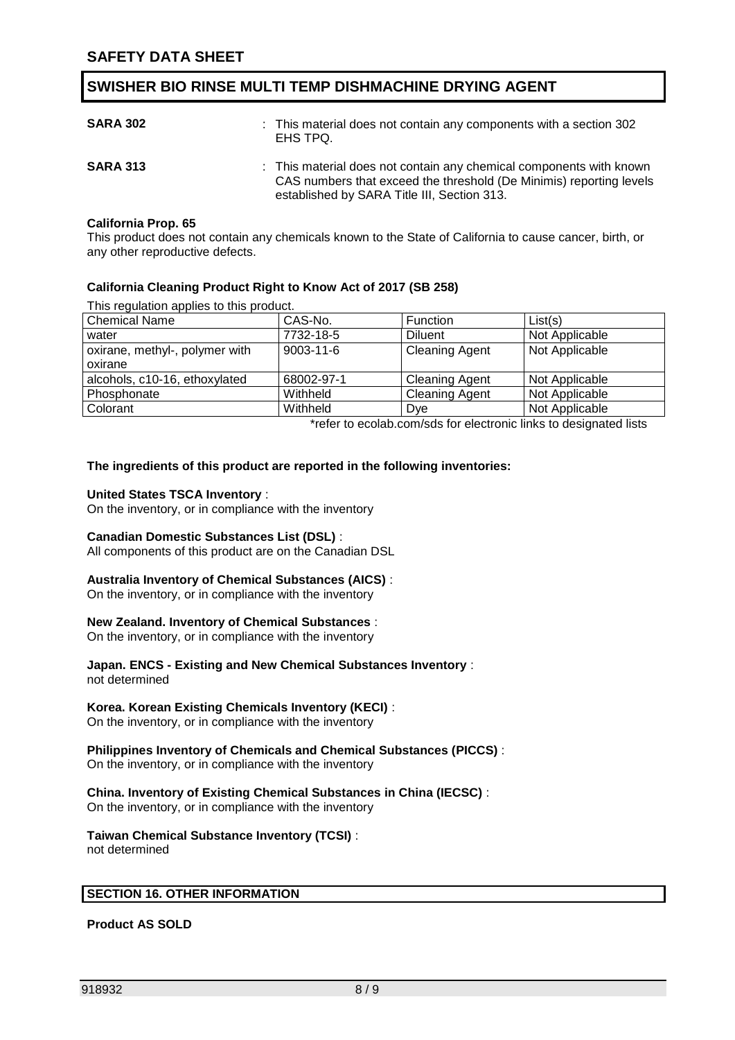**SARA 302** : This material does not contain any components with a section 302 EHS TPQ.

**SARA 313** : This material does not contain any chemical components with known CAS numbers that exceed the threshold (De Minimis) reporting levels established by SARA Title III, Section 313.

**California Prop. 65**

This product does not contain any chemicals known to the State of California to cause cancer, birth, or any other reproductive defects.

**California Cleaning Product Right to Know Act of 2017 (SB 258)**

This regulation applies to this product.

| Chemical Name | CAS-No. | Function | List(s) |
|---|---|---|---|
| water | 7732-18-5 | Diluent | Not Applicable |
| oxirane, methyl-, polymer with oxirane | 9003-11-6 | Cleaning Agent | Not Applicable |
| alcohols, c10-16, ethoxylated | 68002-97-1 | Cleaning Agent | Not Applicable |
| Phosphonate | Withheld | Cleaning Agent | Not Applicable |
| Colorant | Withheld | Dye | Not Applicable |

*refer to ecolab.com/sds for electronic links to designated lists

**The ingredients of this product are reported in the following inventories:**

**United States TSCA Inventory** :
On the inventory, or in compliance with the inventory

**Canadian Domestic Substances List (DSL)** :
All components of this product are on the Canadian DSL

**Australia Inventory of Chemical Substances (AICS)** :
On the inventory, or in compliance with the inventory

**New Zealand. Inventory of Chemical Substances** :
On the inventory, or in compliance with the inventory

**Japan. ENCS - Existing and New Chemical Substances Inventory** :
not determined

**Korea. Korean Existing Chemicals Inventory (KECI)** :
On the inventory, or in compliance with the inventory

**Philippines Inventory of Chemicals and Chemical Substances (PICCS)** :
On the inventory, or in compliance with the inventory

**China. Inventory of Existing Chemical Substances in China (IECSC)** :
On the inventory, or in compliance with the inventory

**Taiwan Chemical Substance Inventory (TCSI)** :
not determined

## SECTION 16. OTHER INFORMATION

**Product AS SOLD**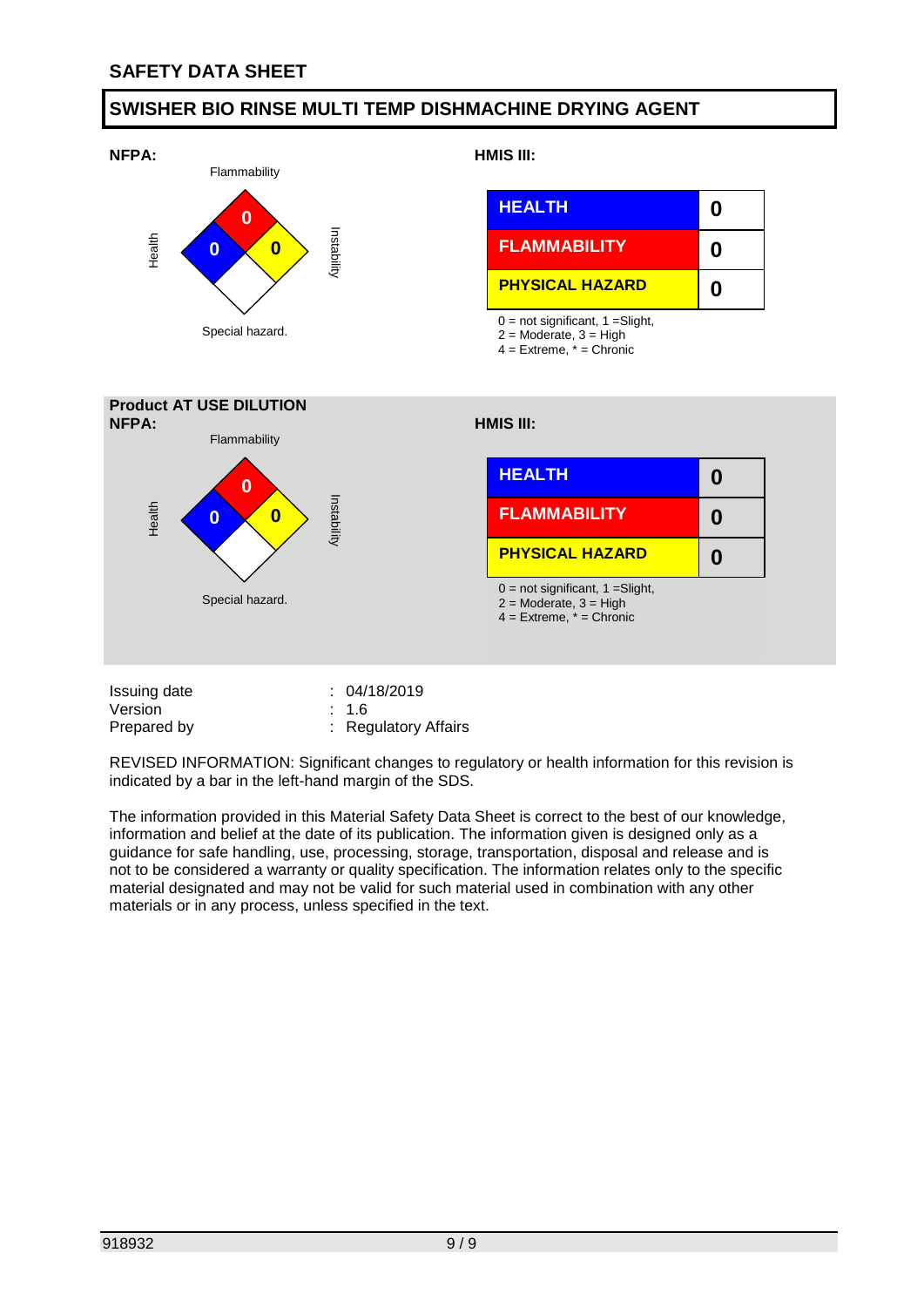**NFPA:**

Flammability: 0

Health: 0

Instability: 0

Special hazard.

**HMIS III:**

| | |
|---|---|
| HEALTH | 0 |
| FLAMMABILITY | 0 |
| PHYSICAL HAZARD | 0 |

0 = not significant, 1 =Slight,
2 = Moderate, 3 = High
4 = Extreme, * = Chronic

**Product AT USE DILUTION**

**NFPA:**

Flammability: 0

Health: 0

Instability: 0

Special hazard.

**HMIS III:**

| | |
|---|---|
| HEALTH | 0 |
| FLAMMABILITY | 0 |
| PHYSICAL HAZARD | 0 |

0 = not significant, 1 =Slight,
2 = Moderate, 3 = High
4 = Extreme, * = Chronic

| | |
|---|---|
| Issuing date | : 04/18/2019 |
| Version | : 1.6 |
| Prepared by | : Regulatory Affairs |

REVISED INFORMATION: Significant changes to regulatory or health information for this revision is indicated by a bar in the left-hand margin of the SDS.

The information provided in this Material Safety Data Sheet is correct to the best of our knowledge, information and belief at the date of its publication. The information given is designed only as a guidance for safe handling, use, processing, storage, transportation, disposal and release and is not to be considered a warranty or quality specification. The information relates only to the specific material designated and may not be valid for such material used in combination with any other materials or in any process, unless specified in the text.